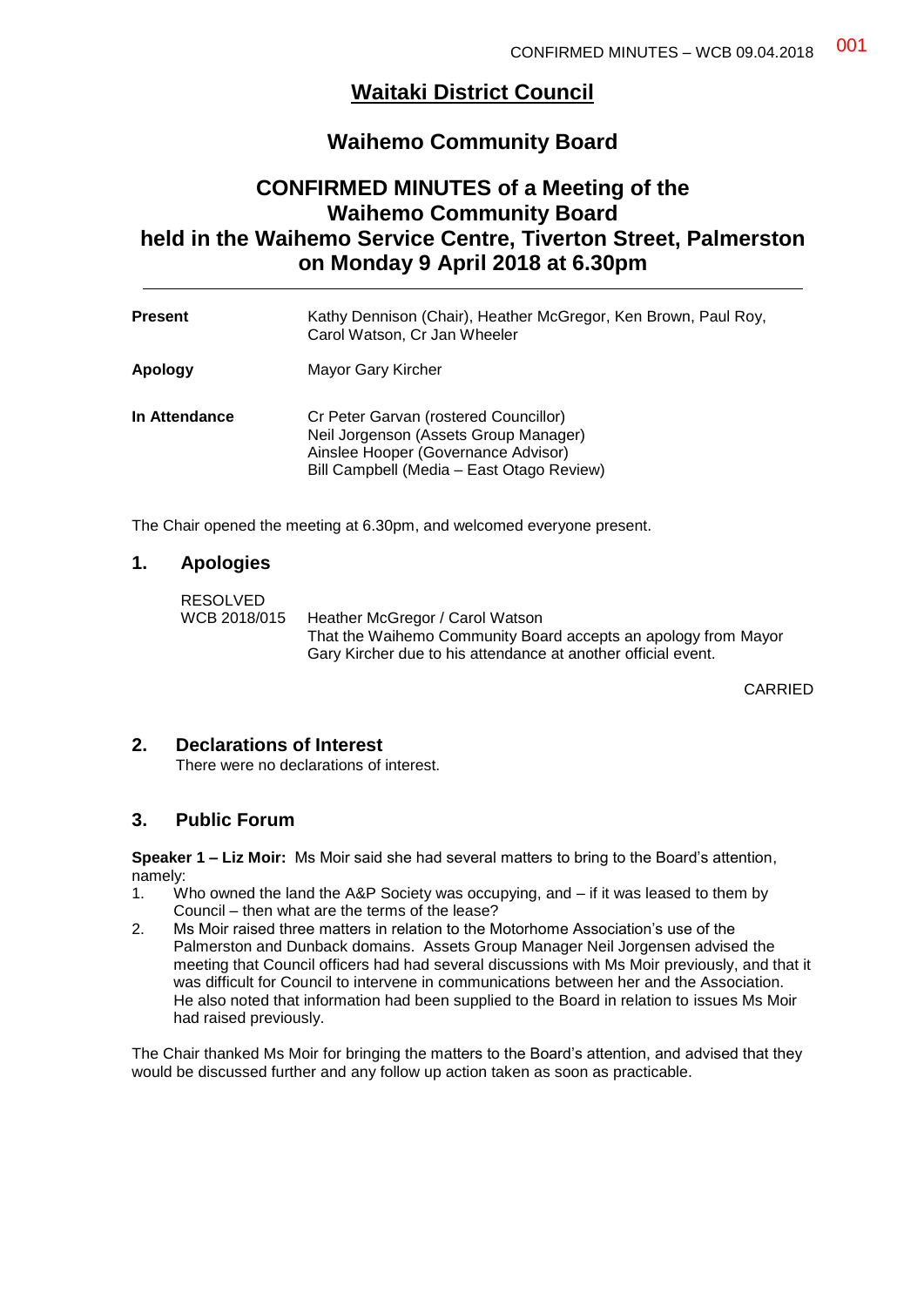# Waitaki District Council

## Waihemo Community Board

## CONFIRMED MINUTES of a Meeting of the Waihemo Community Board held in the Waihemo Service Centre, Tiverton Street, Palmerston on Monday 9 April 2018 at 6.30pm

| | |
|---|---|
| **Present** | Kathy Dennison (Chair), Heather McGregor, Ken Brown, Paul Roy, Carol Watson, Cr Jan Wheeler |
| **Apology** | Mayor Gary Kircher |
| **In Attendance** | Cr Peter Garvan (rostered Councillor)<br>Neil Jorgenson (Assets Group Manager)<br>Ainslee Hooper (Governance Advisor)<br>Bill Campbell (Media – East Otago Review) |

The Chair opened the meeting at 6.30pm, and welcomed everyone present.

### 1. Apologies

RESOLVED
WCB 2018/015 Heather McGregor / Carol Watson
That the Waihemo Community Board accepts an apology from Mayor Gary Kircher due to his attendance at another official event.

CARRIED

### 2. Declarations of Interest

There were no declarations of interest.

### 3. Public Forum

**Speaker 1 – Liz Moir:** Ms Moir said she had several matters to bring to the Board's attention, namely:

1. Who owned the land the A&P Society was occupying, and – if it was leased to them by Council – then what are the terms of the lease?
2. Ms Moir raised three matters in relation to the Motorhome Association's use of the Palmerston and Dunback domains. Assets Group Manager Neil Jorgensen advised the meeting that Council officers had had several discussions with Ms Moir previously, and that it was difficult for Council to intervene in communications between her and the Association. He also noted that information had been supplied to the Board in relation to issues Ms Moir had raised previously.

The Chair thanked Ms Moir for bringing the matters to the Board's attention, and advised that they would be discussed further and any follow up action taken as soon as practicable.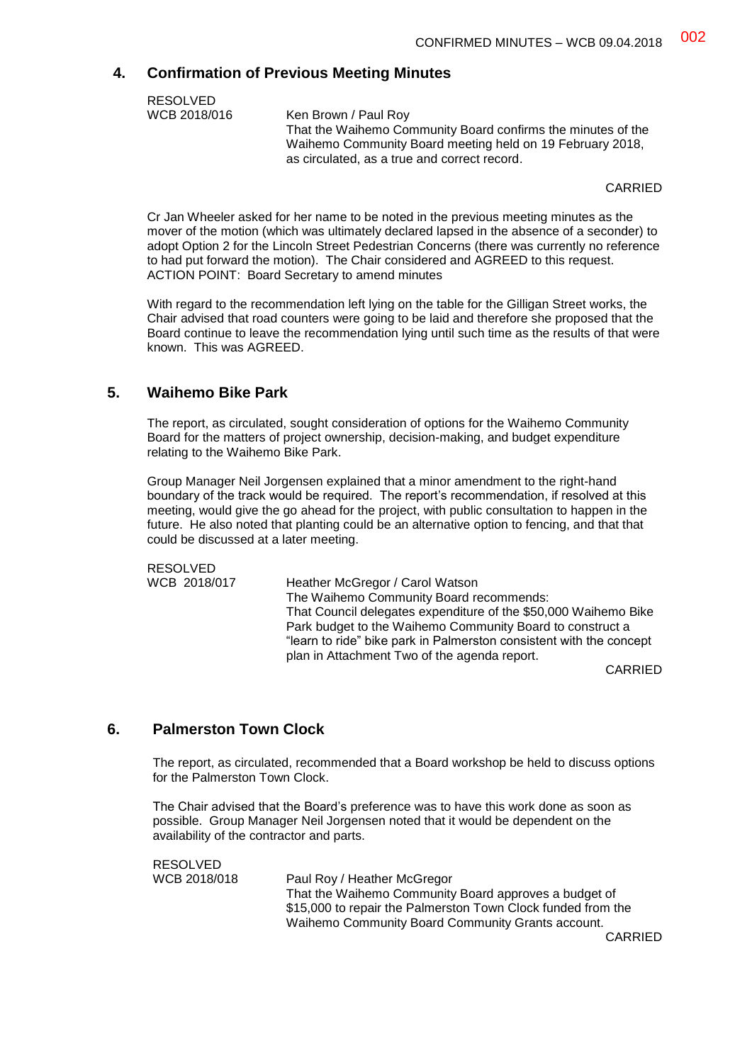## 4. Confirmation of Previous Meeting Minutes

RESOLVED
WCB 2018/016 Ken Brown / Paul Roy

That the Waihemo Community Board confirms the minutes of the Waihemo Community Board meeting held on 19 February 2018, as circulated, as a true and correct record.

CARRIED

Cr Jan Wheeler asked for her name to be noted in the previous meeting minutes as the mover of the motion (which was ultimately declared lapsed in the absence of a seconder) to adopt Option 2 for the Lincoln Street Pedestrian Concerns (there was currently no reference to had put forward the motion). The Chair considered and AGREED to this request.
ACTION POINT: Board Secretary to amend minutes

With regard to the recommendation left lying on the table for the Gilligan Street works, the Chair advised that road counters were going to be laid and therefore she proposed that the Board continue to leave the recommendation lying until such time as the results of that were known. This was AGREED.

## 5. Waihemo Bike Park

The report, as circulated, sought consideration of options for the Waihemo Community Board for the matters of project ownership, decision-making, and budget expenditure relating to the Waihemo Bike Park.

Group Manager Neil Jorgensen explained that a minor amendment to the right-hand boundary of the track would be required. The report's recommendation, if resolved at this meeting, would give the go ahead for the project, with public consultation to happen in the future. He also noted that planting could be an alternative option to fencing, and that that could be discussed at a later meeting.

RESOLVED
WCB 2018/017 Heather McGregor / Carol Watson

The Waihemo Community Board recommends:
That Council delegates expenditure of the $50,000 Waihemo Bike Park budget to the Waihemo Community Board to construct a "learn to ride" bike park in Palmerston consistent with the concept plan in Attachment Two of the agenda report.

CARRIED

## 6. Palmerston Town Clock

The report, as circulated, recommended that a Board workshop be held to discuss options for the Palmerston Town Clock.

The Chair advised that the Board's preference was to have this work done as soon as possible. Group Manager Neil Jorgensen noted that it would be dependent on the availability of the contractor and parts.

RESOLVED
WCB 2018/018 Paul Roy / Heather McGregor

That the Waihemo Community Board approves a budget of $15,000 to repair the Palmerston Town Clock funded from the Waihemo Community Board Community Grants account.

CARRIED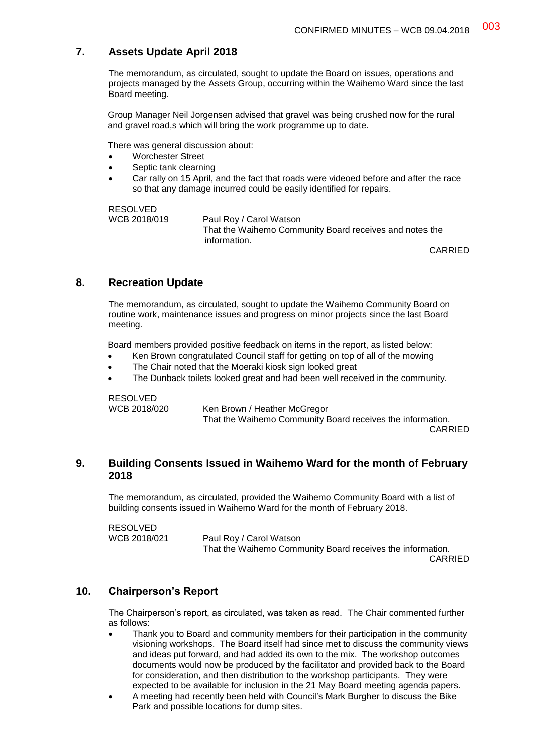## 7. Assets Update April 2018

The memorandum, as circulated, sought to update the Board on issues, operations and projects managed by the Assets Group, occurring within the Waihemo Ward since the last Board meeting.

Group Manager Neil Jorgensen advised that gravel was being crushed now for the rural and gravel road,s which will bring the work programme up to date.

There was general discussion about:

- Worchester Street
- Septic tank clearning
- Car rally on 15 April, and the fact that roads were videoed before and after the race so that any damage incurred could be easily identified for repairs.

RESOLVED
WCB 2018/019 Paul Roy / Carol Watson
That the Waihemo Community Board receives and notes the information.

CARRIED

## 8. Recreation Update

The memorandum, as circulated, sought to update the Waihemo Community Board on routine work, maintenance issues and progress on minor projects since the last Board meeting.

Board members provided positive feedback on items in the report, as listed below:

- Ken Brown congratulated Council staff for getting on top of all of the mowing
- The Chair noted that the Moeraki kiosk sign looked great
- The Dunback toilets looked great and had been well received in the community.

RESOLVED
WCB 2018/020 Ken Brown / Heather McGregor
That the Waihemo Community Board receives the information.

CARRIED

## 9. Building Consents Issued in Waihemo Ward for the month of February 2018

The memorandum, as circulated, provided the Waihemo Community Board with a list of building consents issued in Waihemo Ward for the month of February 2018.

RESOLVED
WCB 2018/021 Paul Roy / Carol Watson
That the Waihemo Community Board receives the information.

CARRIED

## 10. Chairperson's Report

The Chairperson's report, as circulated, was taken as read. The Chair commented further as follows:

- Thank you to Board and community members for their participation in the community visioning workshops. The Board itself had since met to discuss the community views and ideas put forward, and had added its own to the mix. The workshop outcomes documents would now be produced by the facilitator and provided back to the Board for consideration, and then distribution to the workshop participants. They were expected to be available for inclusion in the 21 May Board meeting agenda papers.
- A meeting had recently been held with Council's Mark Burgher to discuss the Bike Park and possible locations for dump sites.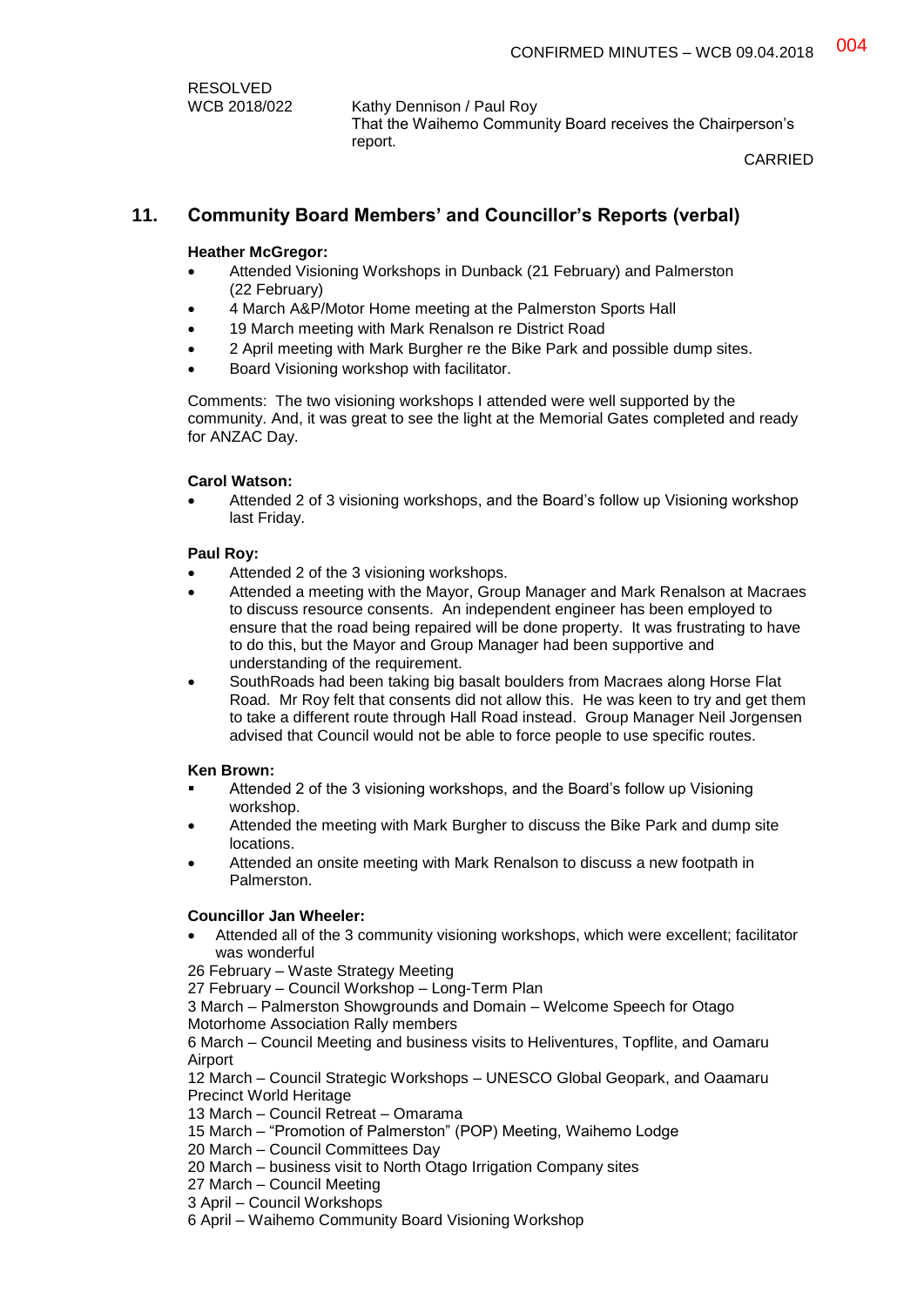RESOLVED
WCB 2018/022

Kathy Dennison / Paul Roy
That the Waihemo Community Board receives the Chairperson's report.

CARRIED

## 11. Community Board Members' and Councillor's Reports (verbal)

**Heather McGregor:**

- Attended Visioning Workshops in Dunback (21 February) and Palmerston (22 February)
- 4 March A&P/Motor Home meeting at the Palmerston Sports Hall
- 19 March meeting with Mark Renalson re District Road
- 2 April meeting with Mark Burgher re the Bike Park and possible dump sites.
- Board Visioning workshop with facilitator.

Comments: The two visioning workshops I attended were well supported by the community. And, it was great to see the light at the Memorial Gates completed and ready for ANZAC Day.

**Carol Watson:**

- Attended 2 of 3 visioning workshops, and the Board's follow up Visioning workshop last Friday.

**Paul Roy:**

- Attended 2 of the 3 visioning workshops.
- Attended a meeting with the Mayor, Group Manager and Mark Renalson at Macraes to discuss resource consents. An independent engineer has been employed to ensure that the road being repaired will be done property. It was frustrating to have to do this, but the Mayor and Group Manager had been supportive and understanding of the requirement.
- SouthRoads had been taking big basalt boulders from Macraes along Horse Flat Road. Mr Roy felt that consents did not allow this. He was keen to try and get them to take a different route through Hall Road instead. Group Manager Neil Jorgensen advised that Council would not be able to force people to use specific routes.

**Ken Brown:**

- Attended 2 of the 3 visioning workshops, and the Board's follow up Visioning workshop.
- Attended the meeting with Mark Burgher to discuss the Bike Park and dump site locations.
- Attended an onsite meeting with Mark Renalson to discuss a new footpath in Palmerston.

**Councillor Jan Wheeler:**

- Attended all of the 3 community visioning workshops, which were excellent; facilitator was wonderful

26 February – Waste Strategy Meeting
27 February – Council Workshop – Long-Term Plan
3 March – Palmerston Showgrounds and Domain – Welcome Speech for Otago Motorhome Association Rally members
6 March – Council Meeting and business visits to Heliventures, Topflite, and Oamaru Airport
12 March – Council Strategic Workshops – UNESCO Global Geopark, and Oaamaru Precinct World Heritage
13 March – Council Retreat – Omarama
15 March – "Promotion of Palmerston" (POP) Meeting, Waihemo Lodge
20 March – Council Committees Day
20 March – business visit to North Otago Irrigation Company sites
27 March – Council Meeting
3 April – Council Workshops
6 April – Waihemo Community Board Visioning Workshop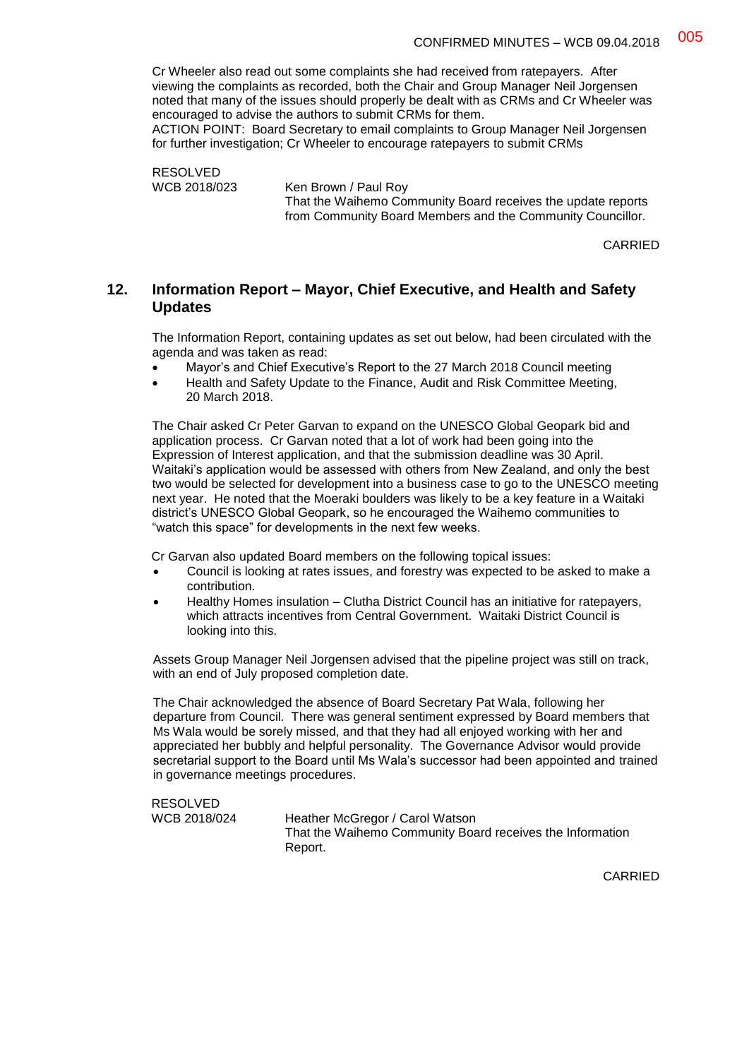Cr Wheeler also read out some complaints she had received from ratepayers. After viewing the complaints as recorded, both the Chair and Group Manager Neil Jorgensen noted that many of the issues should properly be dealt with as CRMs and Cr Wheeler was encouraged to advise the authors to submit CRMs for them.

ACTION POINT: Board Secretary to email complaints to Group Manager Neil Jorgensen for further investigation; Cr Wheeler to encourage ratepayers to submit CRMs

RESOLVED
WCB 2018/023 Ken Brown / Paul Roy
That the Waihemo Community Board receives the update reports from Community Board Members and the Community Councillor.

CARRIED

## 12. Information Report – Mayor, Chief Executive, and Health and Safety Updates

The Information Report, containing updates as set out below, had been circulated with the agenda and was taken as read:

- Mayor's and Chief Executive's Report to the 27 March 2018 Council meeting
- Health and Safety Update to the Finance, Audit and Risk Committee Meeting, 20 March 2018.

The Chair asked Cr Peter Garvan to expand on the UNESCO Global Geopark bid and application process. Cr Garvan noted that a lot of work had been going into the Expression of Interest application, and that the submission deadline was 30 April. Waitaki's application would be assessed with others from New Zealand, and only the best two would be selected for development into a business case to go to the UNESCO meeting next year. He noted that the Moeraki boulders was likely to be a key feature in a Waitaki district's UNESCO Global Geopark, so he encouraged the Waihemo communities to "watch this space" for developments in the next few weeks.

Cr Garvan also updated Board members on the following topical issues:

- Council is looking at rates issues, and forestry was expected to be asked to make a contribution.
- Healthy Homes insulation – Clutha District Council has an initiative for ratepayers, which attracts incentives from Central Government. Waitaki District Council is looking into this.

Assets Group Manager Neil Jorgensen advised that the pipeline project was still on track, with an end of July proposed completion date.

The Chair acknowledged the absence of Board Secretary Pat Wala, following her departure from Council. There was general sentiment expressed by Board members that Ms Wala would be sorely missed, and that they had all enjoyed working with her and appreciated her bubbly and helpful personality. The Governance Advisor would provide secretarial support to the Board until Ms Wala's successor had been appointed and trained in governance meetings procedures.

RESOLVED
WCB 2018/024 Heather McGregor / Carol Watson
That the Waihemo Community Board receives the Information Report.

CARRIED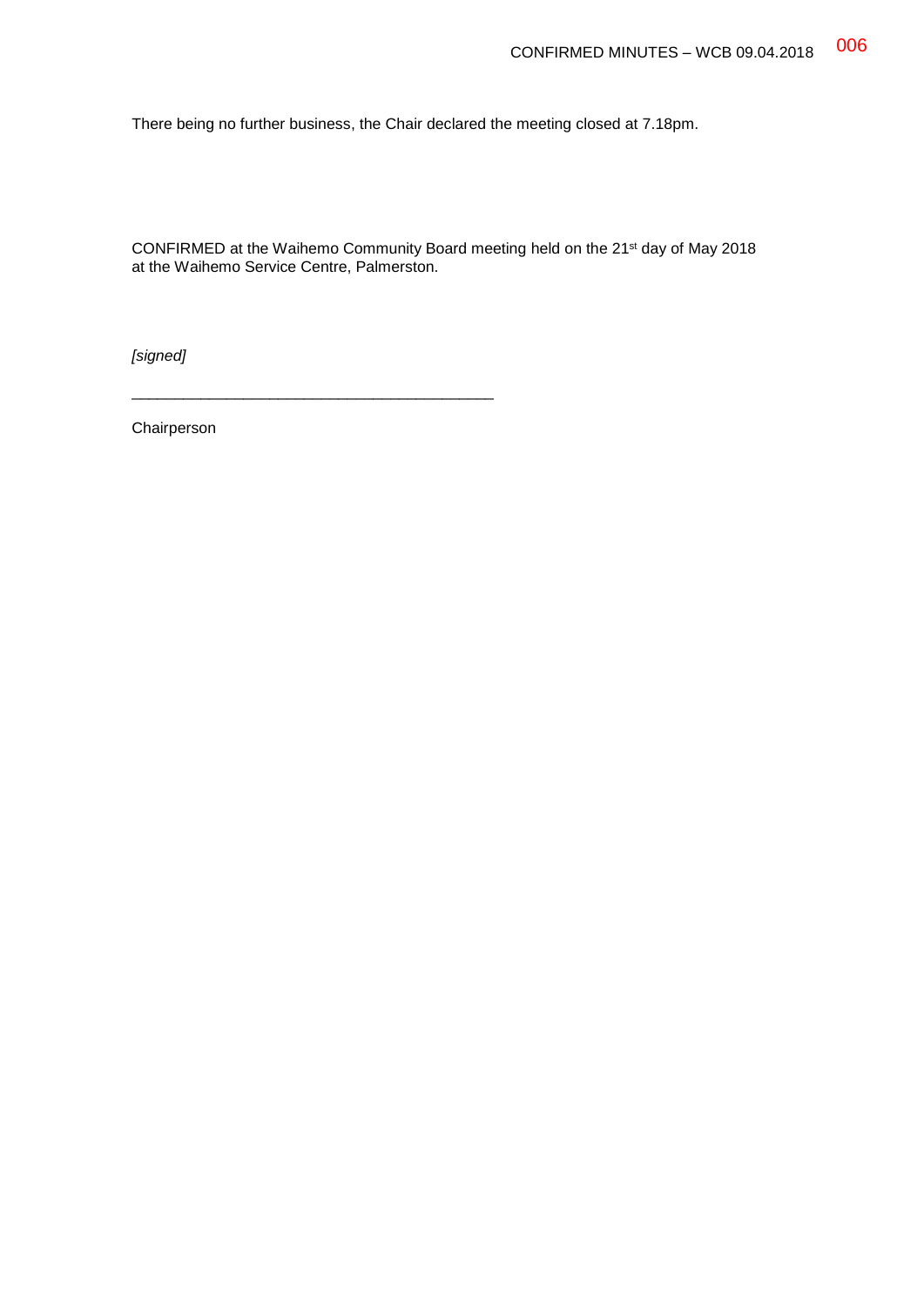There being no further business, the Chair declared the meeting closed at 7.18pm.

CONFIRMED at the Waihemo Community Board meeting held on the 21st day of May 2018 at the Waihemo Service Centre, Palmerston.

*[signed]*

\_\_\_\_\_\_\_\_\_\_\_\_\_\_\_\_\_\_\_\_\_\_\_\_\_\_\_\_\_\_\_\_\_\_\_\_\_\_\_\_\_\_\_\_

Chairperson